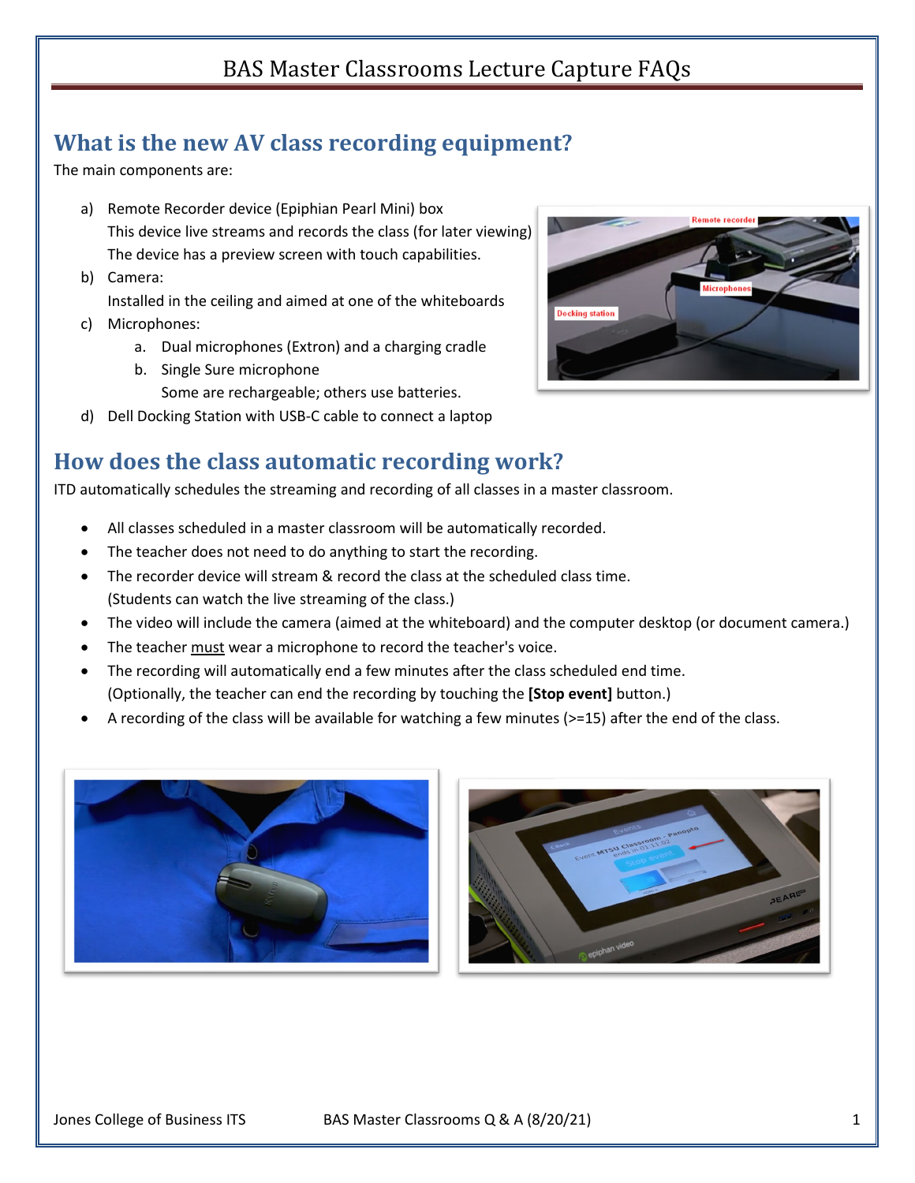# BAS Master Classrooms Lecture Capture FAQs

## What is the new AV class recording equipment?

The main components are:

a) Remote Recorder device (Epiphian Pearl Mini) box
   This device live streams and records the class (for later viewing)
   The device has a preview screen with touch capabilities.
b) Camera:
   Installed in the ceiling and aimed at one of the whiteboards
c) Microphones:
   a. Dual microphones (Extron) and a charging cradle
   b. Single Sure microphone
      Some are rechargeable; others use batteries.
d) Dell Docking Station with USB-C cable to connect a laptop

## How does the class automatic recording work?

ITD automatically schedules the streaming and recording of all classes in a master classroom.

- All classes scheduled in a master classroom will be automatically recorded.
- The teacher does not need to do anything to start the recording.
- The recorder device will stream & record the class at the scheduled class time.
  (Students can watch the live streaming of the class.)
- The video will include the camera (aimed at the whiteboard) and the computer desktop (or document camera.)
- The teacher <u>must</u> wear a microphone to record the teacher's voice.
- The recording will automatically end a few minutes after the class scheduled end time.
  (Optionally, the teacher can end the recording by touching the **[Stop event]** button.)
- A recording of the class will be available for watching a few minutes (>=15) after the end of the class.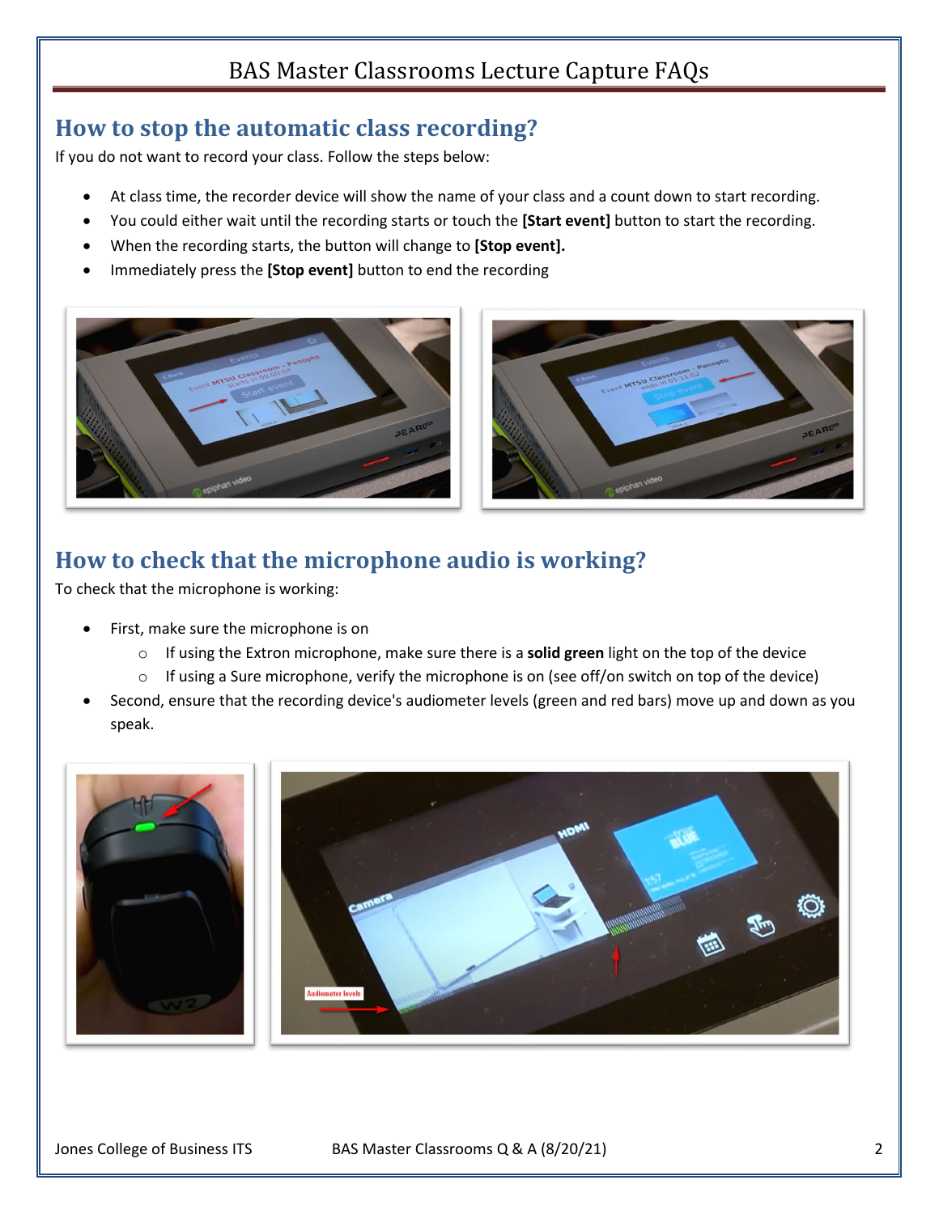## How to stop the automatic class recording?

If you do not want to record your class. Follow the steps below:

- At class time, the recorder device will show the name of your class and a count down to start recording.
- You could either wait until the recording starts or touch the **[Start event]** button to start the recording.
- When the recording starts, the button will change to **[Stop event].**
- Immediately press the **[Stop event]** button to end the recording

## How to check that the microphone audio is working?

To check that the microphone is working:

- First, make sure the microphone is on
    - If using the Extron microphone, make sure there is a **solid green** light on the top of the device
    - If using a Sure microphone, verify the microphone is on (see off/on switch on top of the device)
- Second, ensure that the recording device's audiometer levels (green and red bars) move up and down as you speak.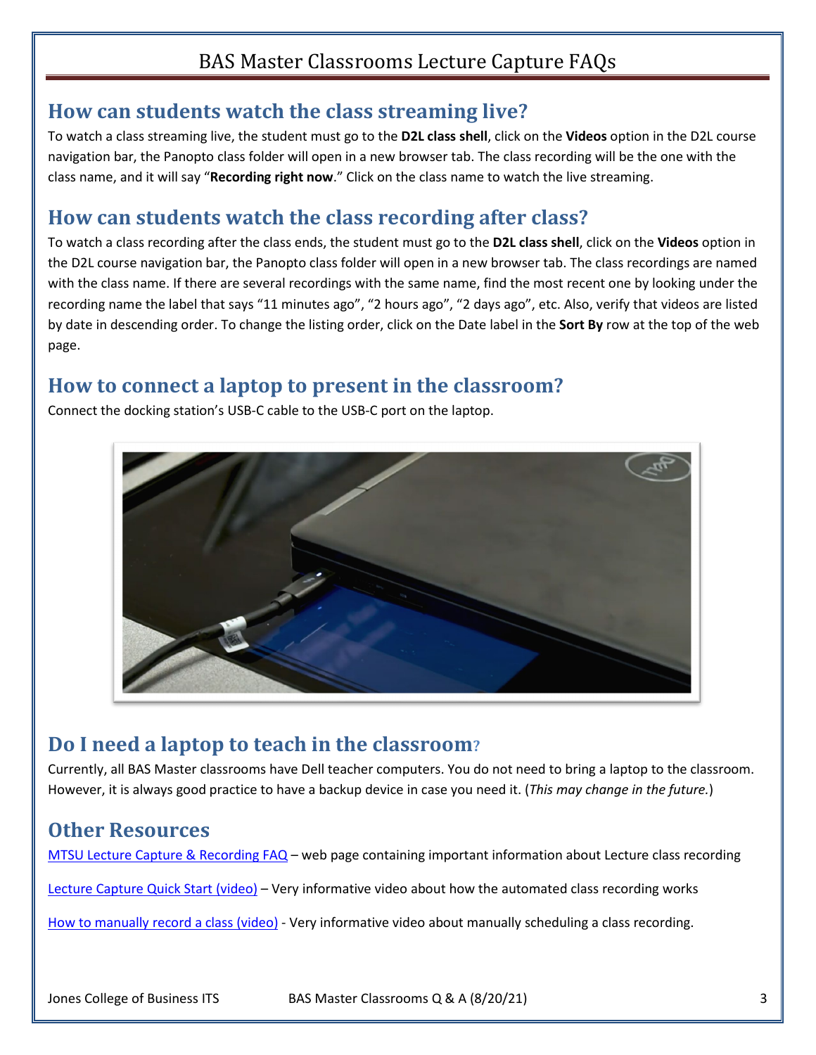## How can students watch the class streaming live?

To watch a class streaming live, the student must go to the **D2L class shell**, click on the **Videos** option in the D2L course navigation bar, the Panopto class folder will open in a new browser tab. The class recording will be the one with the class name, and it will say "**Recording right now**." Click on the class name to watch the live streaming.

## How can students watch the class recording after class?

To watch a class recording after the class ends, the student must go to the **D2L class shell**, click on the **Videos** option in the D2L course navigation bar, the Panopto class folder will open in a new browser tab. The class recordings are named with the class name. If there are several recordings with the same name, find the most recent one by looking under the recording name the label that says "11 minutes ago", "2 hours ago", "2 days ago", etc. Also, verify that videos are listed by date in descending order. To change the listing order, click on the Date label in the **Sort By** row at the top of the web page.

## How to connect a laptop to present in the classroom?

Connect the docking station's USB-C cable to the USB-C port on the laptop.

## Do I need a laptop to teach in the classroom?

Currently, all BAS Master classrooms have Dell teacher computers. You do not need to bring a laptop to the classroom. However, it is always good practice to have a backup device in case you need it. (*This may change in the future.*)

## Other Resources

MTSU Lecture Capture & Recording FAQ – web page containing important information about Lecture class recording

Lecture Capture Quick Start (video) – Very informative video about how the automated class recording works

How to manually record a class (video) - Very informative video about manually scheduling a class recording.